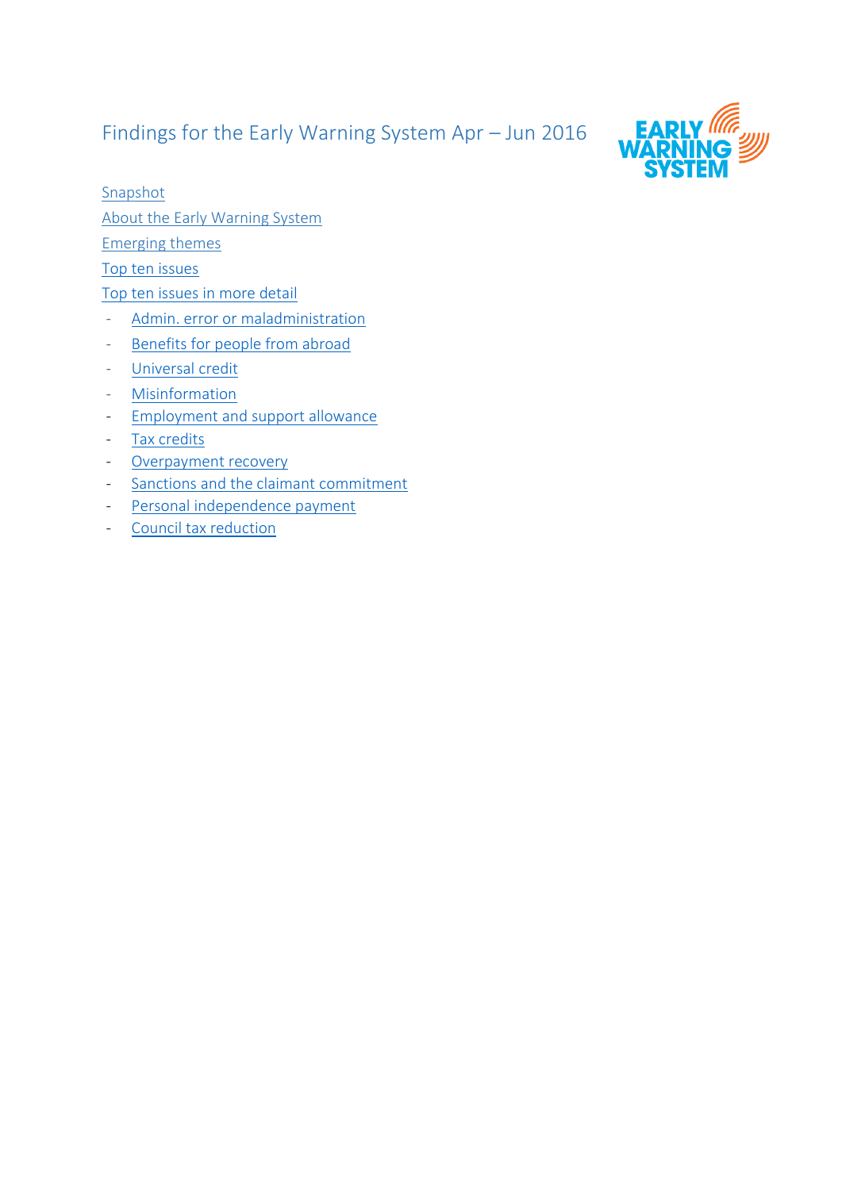# Findings for the Early Warning System Apr – Jun 2016

Snapshot

About the Early Warning System

Emerging themes

Top ten issues

Top ten issues in more detail

- Admin. error or maladministration
- Benefits for people from abroad
- Universal credit
- Misinformation
- Employment and support allowance
- Tax credits
- Overpayment recovery
- Sanctions and the claimant commitment
- Personal independence payment
- Council tax reduction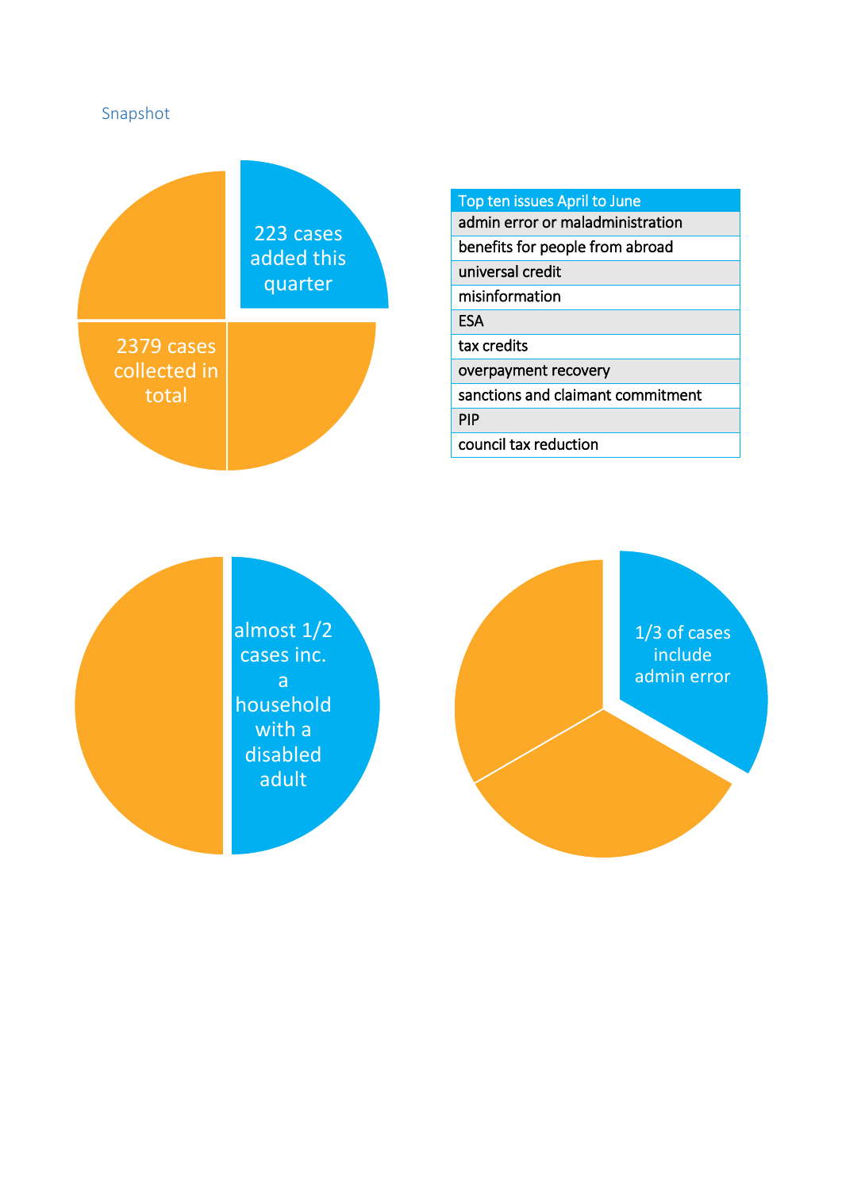## Snapshot

223 cases added this quarter

2379 cases collected in total

| Top ten issues April to June |
|---|
| admin error or maladministration |
| benefits for people from abroad |
| universal credit |
| misinformation |
| ESA |
| tax credits |
| overpayment recovery |
| sanctions and claimant commitment |
| PIP |
| council tax reduction |

almost 1/2 cases inc. a household with a disabled adult

1/3 of cases include admin error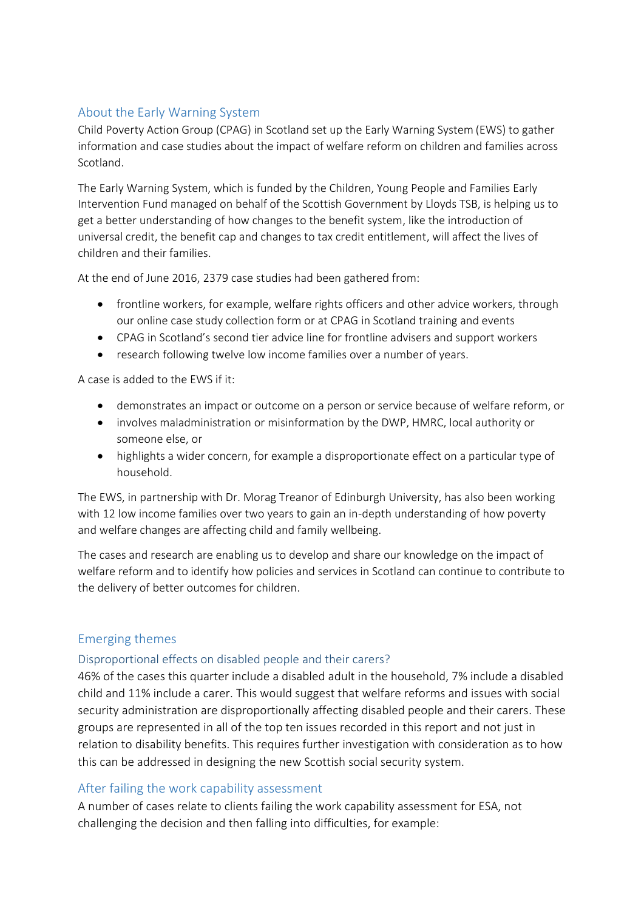## About the Early Warning System

Child Poverty Action Group (CPAG) in Scotland set up the Early Warning System (EWS) to gather information and case studies about the impact of welfare reform on children and families across Scotland.

The Early Warning System, which is funded by the Children, Young People and Families Early Intervention Fund managed on behalf of the Scottish Government by Lloyds TSB, is helping us to get a better understanding of how changes to the benefit system, like the introduction of universal credit, the benefit cap and changes to tax credit entitlement, will affect the lives of children and their families.

At the end of June 2016, 2379 case studies had been gathered from:

- frontline workers, for example, welfare rights officers and other advice workers, through our online case study collection form or at CPAG in Scotland training and events
- CPAG in Scotland's second tier advice line for frontline advisers and support workers
- research following twelve low income families over a number of years.

A case is added to the EWS if it:

- demonstrates an impact or outcome on a person or service because of welfare reform, or
- involves maladministration or misinformation by the DWP, HMRC, local authority or someone else, or
- highlights a wider concern, for example a disproportionate effect on a particular type of household.

The EWS, in partnership with Dr. Morag Treanor of Edinburgh University, has also been working with 12 low income families over two years to gain an in-depth understanding of how poverty and welfare changes are affecting child and family wellbeing.

The cases and research are enabling us to develop and share our knowledge on the impact of welfare reform and to identify how policies and services in Scotland can continue to contribute to the delivery of better outcomes for children.

## Emerging themes

### Disproportional effects on disabled people and their carers?

46% of the cases this quarter include a disabled adult in the household, 7% include a disabled child and 11% include a carer. This would suggest that welfare reforms and issues with social security administration are disproportionally affecting disabled people and their carers. These groups are represented in all of the top ten issues recorded in this report and not just in relation to disability benefits. This requires further investigation with consideration as to how this can be addressed in designing the new Scottish social security system.

### After failing the work capability assessment

A number of cases relate to clients failing the work capability assessment for ESA, not challenging the decision and then falling into difficulties, for example: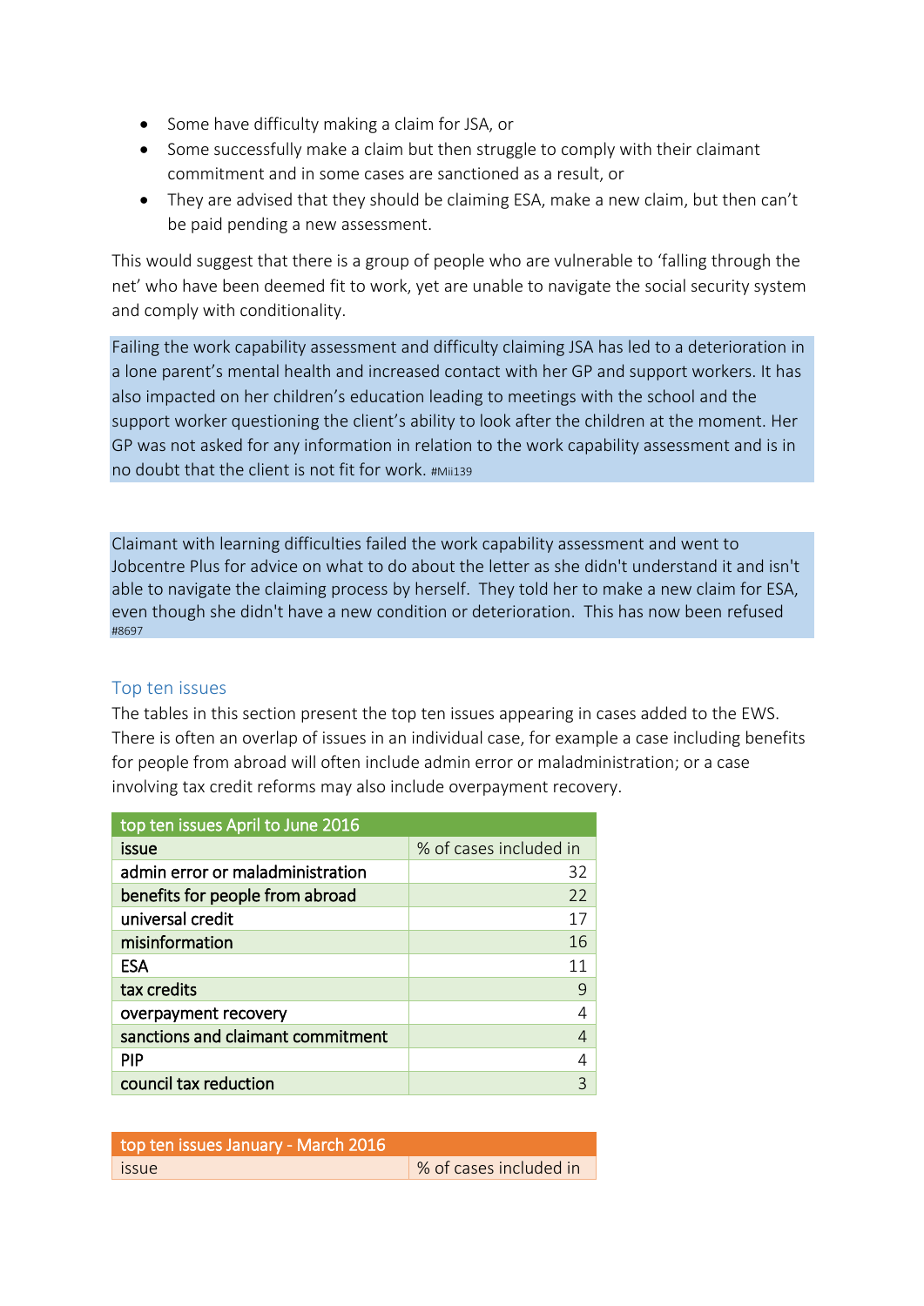- Some have difficulty making a claim for JSA, or
- Some successfully make a claim but then struggle to comply with their claimant commitment and in some cases are sanctioned as a result, or
- They are advised that they should be claiming ESA, make a new claim, but then can't be paid pending a new assessment.

This would suggest that there is a group of people who are vulnerable to 'falling through the net' who have been deemed fit to work, yet are unable to navigate the social security system and comply with conditionality.

> Failing the work capability assessment and difficulty claiming JSA has led to a deterioration in a lone parent's mental health and increased contact with her GP and support workers. It has also impacted on her children's education leading to meetings with the school and the support worker questioning the client's ability to look after the children at the moment. Her GP was not asked for any information in relation to the work capability assessment and is in no doubt that the client is not fit for work. #Mii139

> Claimant with learning difficulties failed the work capability assessment and went to Jobcentre Plus for advice on what to do about the letter as she didn't understand it and isn't able to navigate the claiming process by herself. They told her to make a new claim for ESA, even though she didn't have a new condition or deterioration. This has now been refused #8697

## Top ten issues

The tables in this section present the top ten issues appearing in cases added to the EWS. There is often an overlap of issues in an individual case, for example a case including benefits for people from abroad will often include admin error or maladministration; or a case involving tax credit reforms may also include overpayment recovery.

| top ten issues April to June 2016 | |
|---|---|
| issue | % of cases included in |
| admin error or maladministration | 32 |
| benefits for people from abroad | 22 |
| universal credit | 17 |
| misinformation | 16 |
| ESA | 11 |
| tax credits | 9 |
| overpayment recovery | 4 |
| sanctions and claimant commitment | 4 |
| PIP | 4 |
| council tax reduction | 3 |

| top ten issues January - March 2016 | |
|---|---|
| issue | % of cases included in |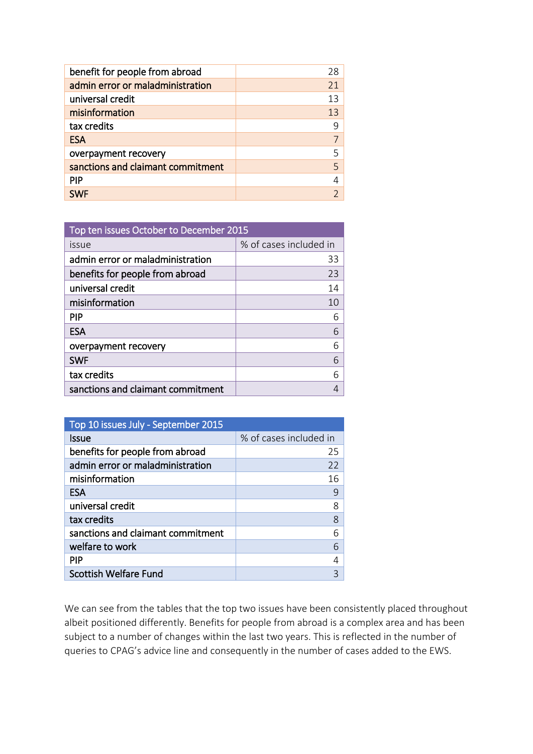| | |
|---|---|
| benefit for people from abroad | 28 |
| admin error or maladministration | 21 |
| universal credit | 13 |
| misinformation | 13 |
| tax credits | 9 |
| ESA | 7 |
| overpayment recovery | 5 |
| sanctions and claimant commitment | 5 |
| PIP | 4 |
| SWF | 2 |

| Top ten issues October to December 2015 | |
|---|---|
| issue | % of cases included in |
| admin error or maladministration | 33 |
| benefits for people from abroad | 23 |
| universal credit | 14 |
| misinformation | 10 |
| PIP | 6 |
| ESA | 6 |
| overpayment recovery | 6 |
| SWF | 6 |
| tax credits | 6 |
| sanctions and claimant commitment | 4 |

| Top 10 issues July - September 2015 | |
|---|---|
| Issue | % of cases included in |
| benefits for people from abroad | 25 |
| admin error or maladministration | 22 |
| misinformation | 16 |
| ESA | 9 |
| universal credit | 8 |
| tax credits | 8 |
| sanctions and claimant commitment | 6 |
| welfare to work | 6 |
| PIP | 4 |
| Scottish Welfare Fund | 3 |

We can see from the tables that the top two issues have been consistently placed throughout albeit positioned differently. Benefits for people from abroad is a complex area and has been subject to a number of changes within the last two years. This is reflected in the number of queries to CPAG's advice line and consequently in the number of cases added to the EWS.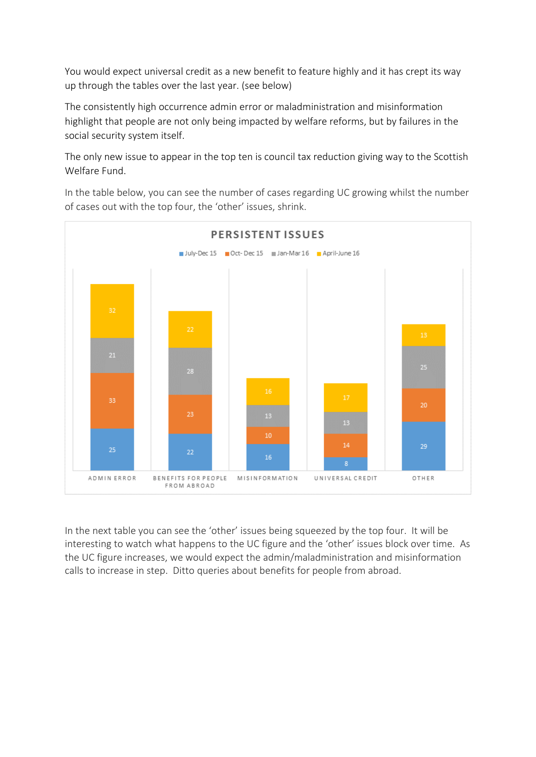You would expect universal credit as a new benefit to feature highly and it has crept its way up through the tables over the last year. (see below)

The consistently high occurrence admin error or maladministration and misinformation highlight that people are not only being impacted by welfare reforms, but by failures in the social security system itself.

The only new issue to appear in the top ten is council tax reduction giving way to the Scottish Welfare Fund.

In the table below, you can see the number of cases regarding UC growing whilst the number of cases out with the top four, the 'other' issues, shrink.

**PERSISTENT ISSUES**

| | July-Dec 15 | Oct- Dec 15 | Jan-Mar 16 | April-June 16 |
|---|---|---|---|---|
| ADMIN ERROR | 25 | 33 | 21 | 32 |
| BENEFITS FOR PEOPLE FROM ABROAD | 22 | 23 | 28 | 22 |
| MISINFORMATION | 16 | 10 | 13 | 16 |
| UNIVERSAL CREDIT | 8 | 14 | 13 | 17 |
| OTHER | 29 | 20 | 25 | 13 |

In the next table you can see the 'other' issues being squeezed by the top four. It will be interesting to watch what happens to the UC figure and the 'other' issues block over time. As the UC figure increases, we would expect the admin/maladministration and misinformation calls to increase in step. Ditto queries about benefits for people from abroad.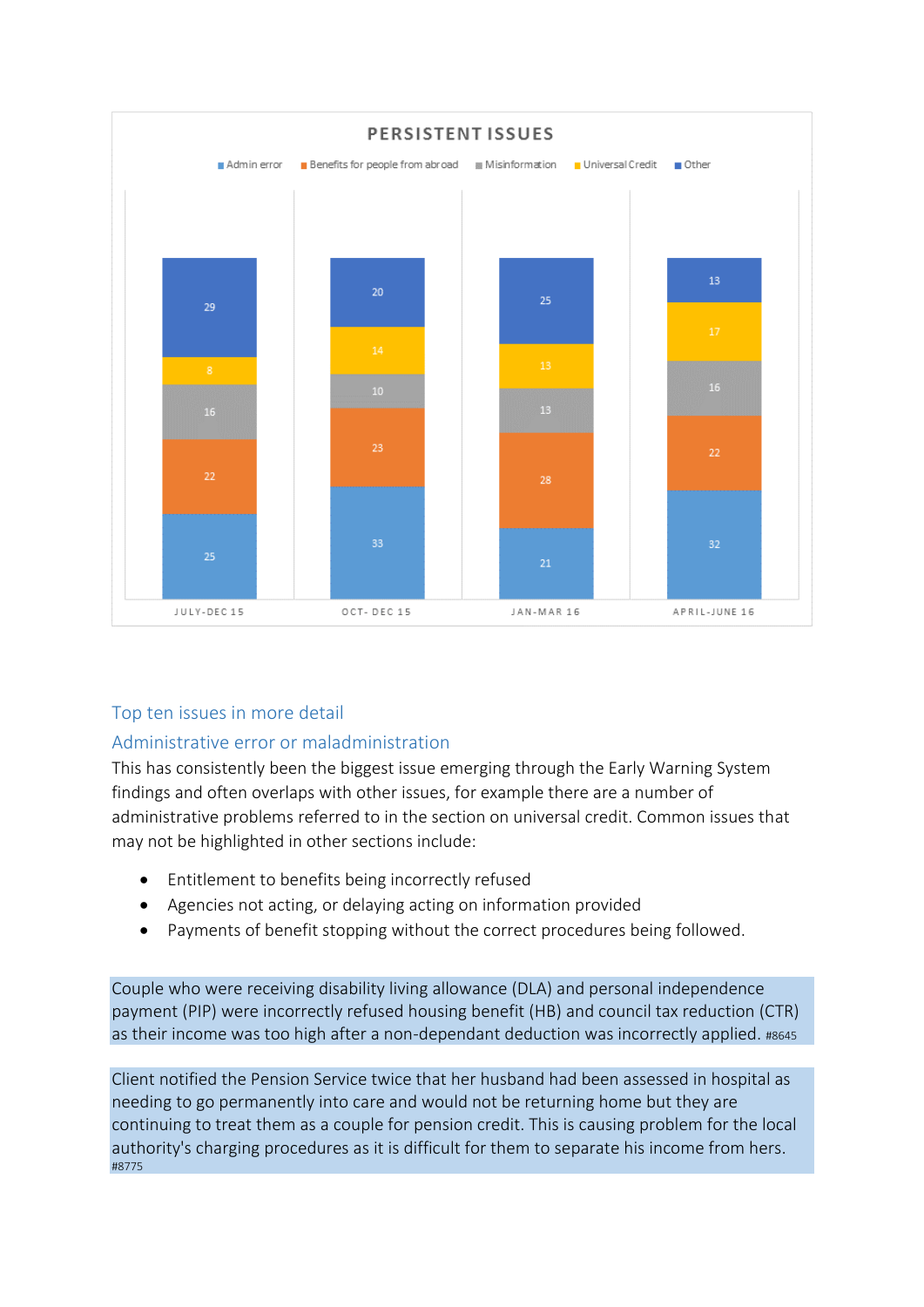**PERSISTENT ISSUES**

| | JULY-DEC 15 | OCT- DEC 15 | JAN-MAR 16 | APRIL-JUNE 16 |
|---|---|---|---|---|
| Admin error | 25 | 33 | 21 | 32 |
| Benefits for people from abroad | 22 | 23 | 28 | 22 |
| Misinformation | 16 | 10 | 13 | 16 |
| Universal Credit | 8 | 14 | 13 | 17 |
| Other | 29 | 20 | 25 | 13 |

## Top ten issues in more detail

### Administrative error or maladministration

This has consistently been the biggest issue emerging through the Early Warning System findings and often overlaps with other issues, for example there are a number of administrative problems referred to in the section on universal credit. Common issues that may not be highlighted in other sections include:

- Entitlement to benefits being incorrectly refused
- Agencies not acting, or delaying acting on information provided
- Payments of benefit stopping without the correct procedures being followed.

Couple who were receiving disability living allowance (DLA) and personal independence payment (PIP) were incorrectly refused housing benefit (HB) and council tax reduction (CTR) as their income was too high after a non-dependant deduction was incorrectly applied. #8645

Client notified the Pension Service twice that her husband had been assessed in hospital as needing to go permanently into care and would not be returning home but they are continuing to treat them as a couple for pension credit. This is causing problem for the local authority's charging procedures as it is difficult for them to separate his income from hers. #8775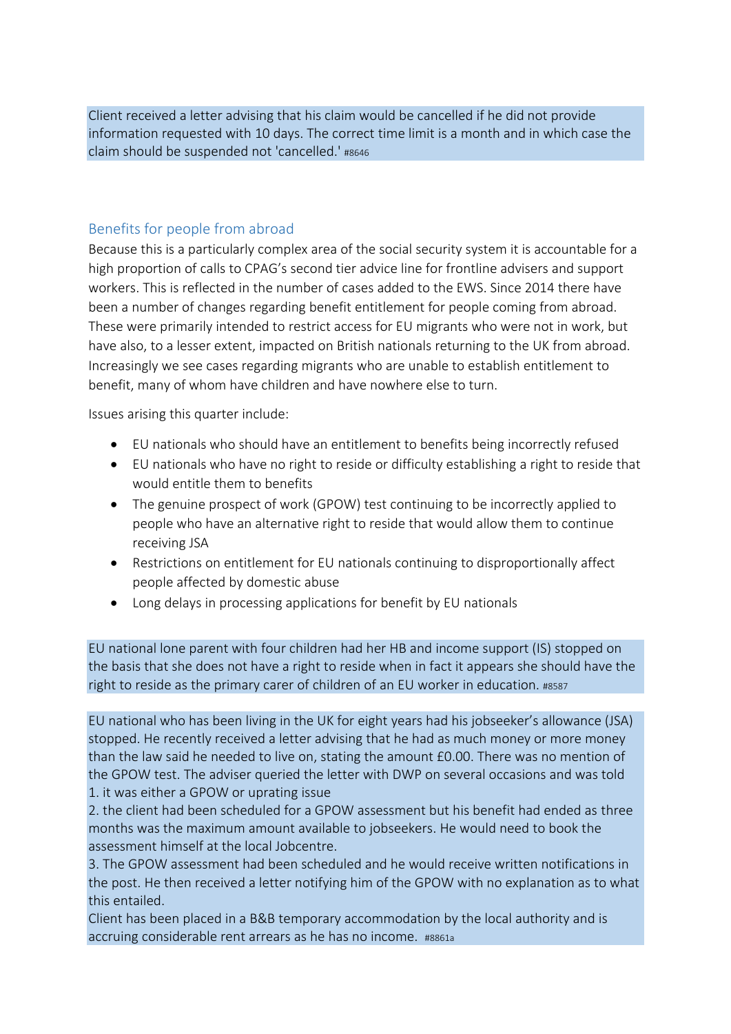Client received a letter advising that his claim would be cancelled if he did not provide information requested with 10 days. The correct time limit is a month and in which case the claim should be suspended not 'cancelled.' #8646

## Benefits for people from abroad

Because this is a particularly complex area of the social security system it is accountable for a high proportion of calls to CPAG's second tier advice line for frontline advisers and support workers. This is reflected in the number of cases added to the EWS. Since 2014 there have been a number of changes regarding benefit entitlement for people coming from abroad. These were primarily intended to restrict access for EU migrants who were not in work, but have also, to a lesser extent, impacted on British nationals returning to the UK from abroad. Increasingly we see cases regarding migrants who are unable to establish entitlement to benefit, many of whom have children and have nowhere else to turn.

Issues arising this quarter include:

- EU nationals who should have an entitlement to benefits being incorrectly refused
- EU nationals who have no right to reside or difficulty establishing a right to reside that would entitle them to benefits
- The genuine prospect of work (GPOW) test continuing to be incorrectly applied to people who have an alternative right to reside that would allow them to continue receiving JSA
- Restrictions on entitlement for EU nationals continuing to disproportionally affect people affected by domestic abuse
- Long delays in processing applications for benefit by EU nationals

EU national lone parent with four children had her HB and income support (IS) stopped on the basis that she does not have a right to reside when in fact it appears she should have the right to reside as the primary carer of children of an EU worker in education. #8587

EU national who has been living in the UK for eight years had his jobseeker's allowance (JSA) stopped. He recently received a letter advising that he had as much money or more money than the law said he needed to live on, stating the amount £0.00. There was no mention of the GPOW test. The adviser queried the letter with DWP on several occasions and was told
1. it was either a GPOW or uprating issue
2. the client had been scheduled for a GPOW assessment but his benefit had ended as three months was the maximum amount available to jobseekers. He would need to book the assessment himself at the local Jobcentre.
3. The GPOW assessment had been scheduled and he would receive written notifications in the post. He then received a letter notifying him of the GPOW with no explanation as to what this entailed.
Client has been placed in a B&B temporary accommodation by the local authority and is accruing considerable rent arrears as he has no income. #8861a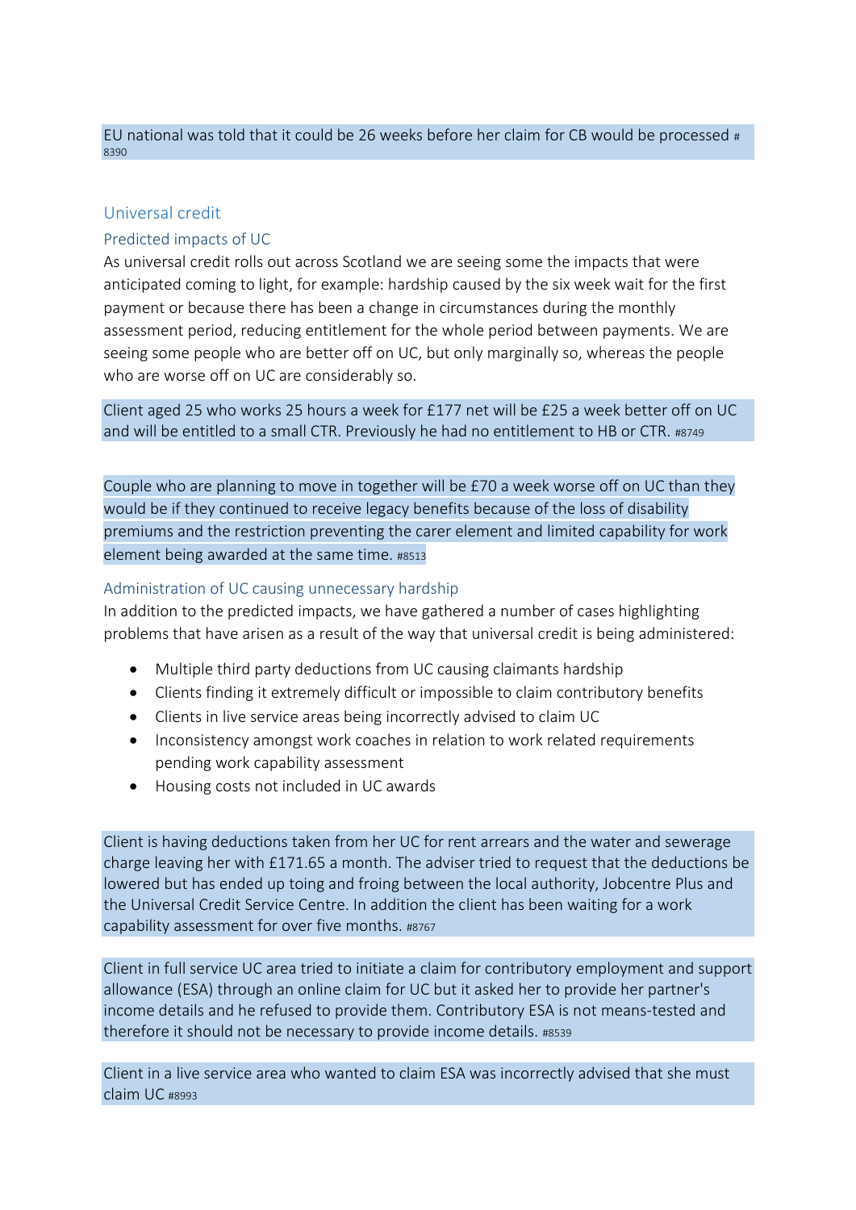EU national was told that it could be 26 weeks before her claim for CB would be processed # 8390

## Universal credit

### Predicted impacts of UC

As universal credit rolls out across Scotland we are seeing some the impacts that were anticipated coming to light, for example: hardship caused by the six week wait for the first payment or because there has been a change in circumstances during the monthly assessment period, reducing entitlement for the whole period between payments. We are seeing some people who are better off on UC, but only marginally so, whereas the people who are worse off on UC are considerably so.

Client aged 25 who works 25 hours a week for £177 net will be £25 a week better off on UC and will be entitled to a small CTR. Previously he had no entitlement to HB or CTR. #8749

Couple who are planning to move in together will be £70 a week worse off on UC than they would be if they continued to receive legacy benefits because of the loss of disability premiums and the restriction preventing the carer element and limited capability for work element being awarded at the same time. #8513

### Administration of UC causing unnecessary hardship

In addition to the predicted impacts, we have gathered a number of cases highlighting problems that have arisen as a result of the way that universal credit is being administered:

- Multiple third party deductions from UC causing claimants hardship
- Clients finding it extremely difficult or impossible to claim contributory benefits
- Clients in live service areas being incorrectly advised to claim UC
- Inconsistency amongst work coaches in relation to work related requirements pending work capability assessment
- Housing costs not included in UC awards

Client is having deductions taken from her UC for rent arrears and the water and sewerage charge leaving her with £171.65 a month. The adviser tried to request that the deductions be lowered but has ended up toing and froing between the local authority, Jobcentre Plus and the Universal Credit Service Centre. In addition the client has been waiting for a work capability assessment for over five months. #8767

Client in full service UC area tried to initiate a claim for contributory employment and support allowance (ESA) through an online claim for UC but it asked her to provide her partner's income details and he refused to provide them. Contributory ESA is not means-tested and therefore it should not be necessary to provide income details. #8539

Client in a live service area who wanted to claim ESA was incorrectly advised that she must claim UC #8993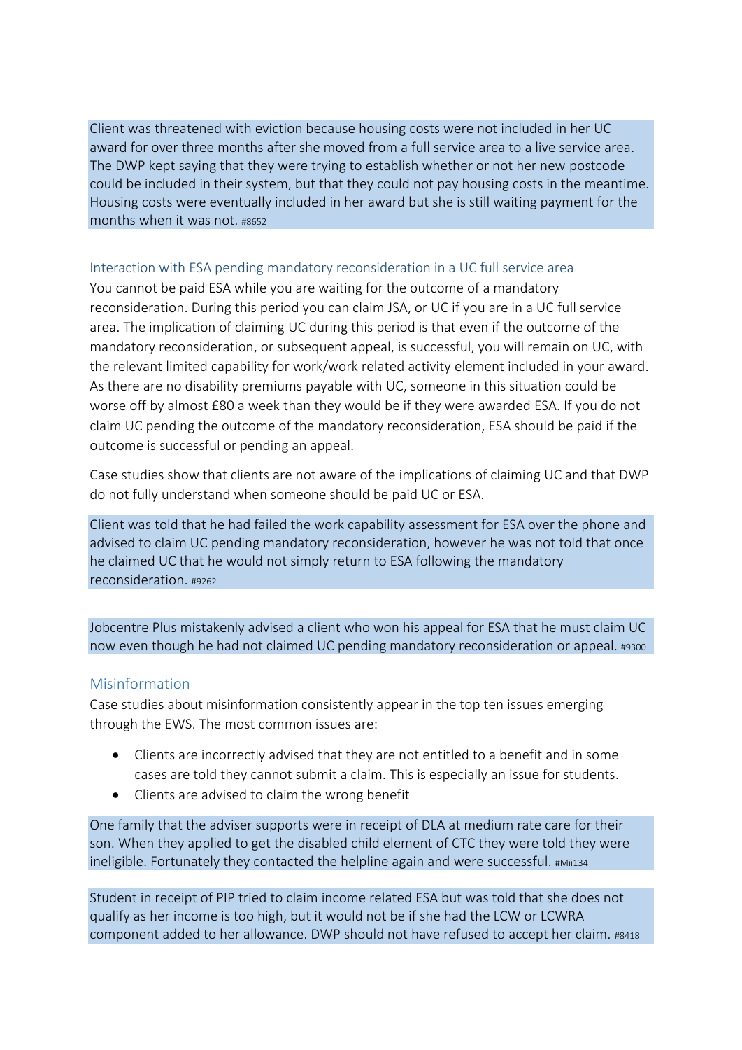Client was threatened with eviction because housing costs were not included in her UC award for over three months after she moved from a full service area to a live service area. The DWP kept saying that they were trying to establish whether or not her new postcode could be included in their system, but that they could not pay housing costs in the meantime. Housing costs were eventually included in her award but she is still waiting payment for the months when it was not. #8652

### Interaction with ESA pending mandatory reconsideration in a UC full service area

You cannot be paid ESA while you are waiting for the outcome of a mandatory reconsideration. During this period you can claim JSA, or UC if you are in a UC full service area. The implication of claiming UC during this period is that even if the outcome of the mandatory reconsideration, or subsequent appeal, is successful, you will remain on UC, with the relevant limited capability for work/work related activity element included in your award. As there are no disability premiums payable with UC, someone in this situation could be worse off by almost £80 a week than they would be if they were awarded ESA. If you do not claim UC pending the outcome of the mandatory reconsideration, ESA should be paid if the outcome is successful or pending an appeal.

Case studies show that clients are not aware of the implications of claiming UC and that DWP do not fully understand when someone should be paid UC or ESA.

Client was told that he had failed the work capability assessment for ESA over the phone and advised to claim UC pending mandatory reconsideration, however he was not told that once he claimed UC that he would not simply return to ESA following the mandatory reconsideration. #9262

Jobcentre Plus mistakenly advised a client who won his appeal for ESA that he must claim UC now even though he had not claimed UC pending mandatory reconsideration or appeal. #9300

## Misinformation

Case studies about misinformation consistently appear in the top ten issues emerging through the EWS. The most common issues are:

- Clients are incorrectly advised that they are not entitled to a benefit and in some cases are told they cannot submit a claim. This is especially an issue for students.
- Clients are advised to claim the wrong benefit

One family that the adviser supports were in receipt of DLA at medium rate care for their son. When they applied to get the disabled child element of CTC they were told they were ineligible. Fortunately they contacted the helpline again and were successful. #Mii134

Student in receipt of PIP tried to claim income related ESA but was told that she does not qualify as her income is too high, but it would not be if she had the LCW or LCWRA component added to her allowance. DWP should not have refused to accept her claim. #8418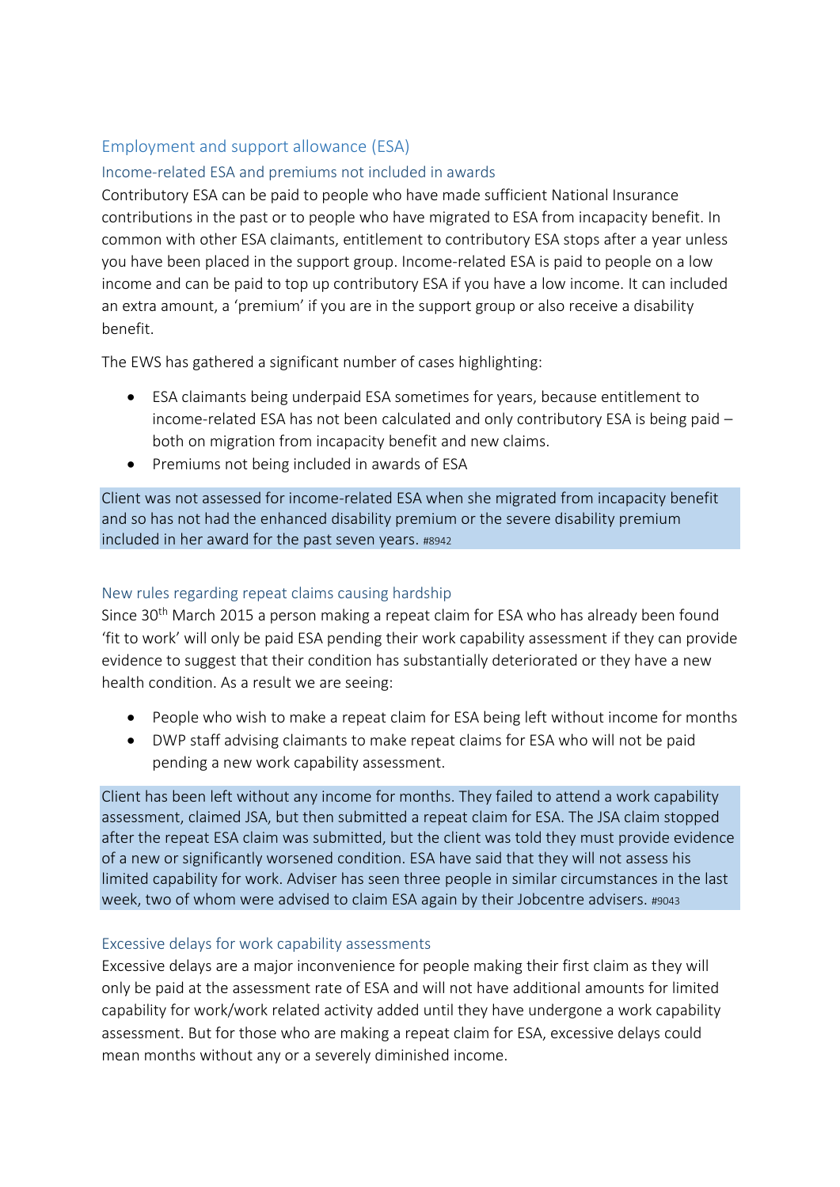## Employment and support allowance (ESA)

### Income-related ESA and premiums not included in awards

Contributory ESA can be paid to people who have made sufficient National Insurance contributions in the past or to people who have migrated to ESA from incapacity benefit. In common with other ESA claimants, entitlement to contributory ESA stops after a year unless you have been placed in the support group. Income-related ESA is paid to people on a low income and can be paid to top up contributory ESA if you have a low income. It can included an extra amount, a 'premium' if you are in the support group or also receive a disability benefit.

The EWS has gathered a significant number of cases highlighting:

- ESA claimants being underpaid ESA sometimes for years, because entitlement to income-related ESA has not been calculated and only contributory ESA is being paid – both on migration from incapacity benefit and new claims.
- Premiums not being included in awards of ESA

> Client was not assessed for income-related ESA when she migrated from incapacity benefit and so has not had the enhanced disability premium or the severe disability premium included in her award for the past seven years. #8942

### New rules regarding repeat claims causing hardship

Since 30th March 2015 a person making a repeat claim for ESA who has already been found 'fit to work' will only be paid ESA pending their work capability assessment if they can provide evidence to suggest that their condition has substantially deteriorated or they have a new health condition. As a result we are seeing:

- People who wish to make a repeat claim for ESA being left without income for months
- DWP staff advising claimants to make repeat claims for ESA who will not be paid pending a new work capability assessment.

> Client has been left without any income for months. They failed to attend a work capability assessment, claimed JSA, but then submitted a repeat claim for ESA. The JSA claim stopped after the repeat ESA claim was submitted, but the client was told they must provide evidence of a new or significantly worsened condition. ESA have said that they will not assess his limited capability for work. Adviser has seen three people in similar circumstances in the last week, two of whom were advised to claim ESA again by their Jobcentre advisers. #9043

### Excessive delays for work capability assessments

Excessive delays are a major inconvenience for people making their first claim as they will only be paid at the assessment rate of ESA and will not have additional amounts for limited capability for work/work related activity added until they have undergone a work capability assessment. But for those who are making a repeat claim for ESA, excessive delays could mean months without any or a severely diminished income.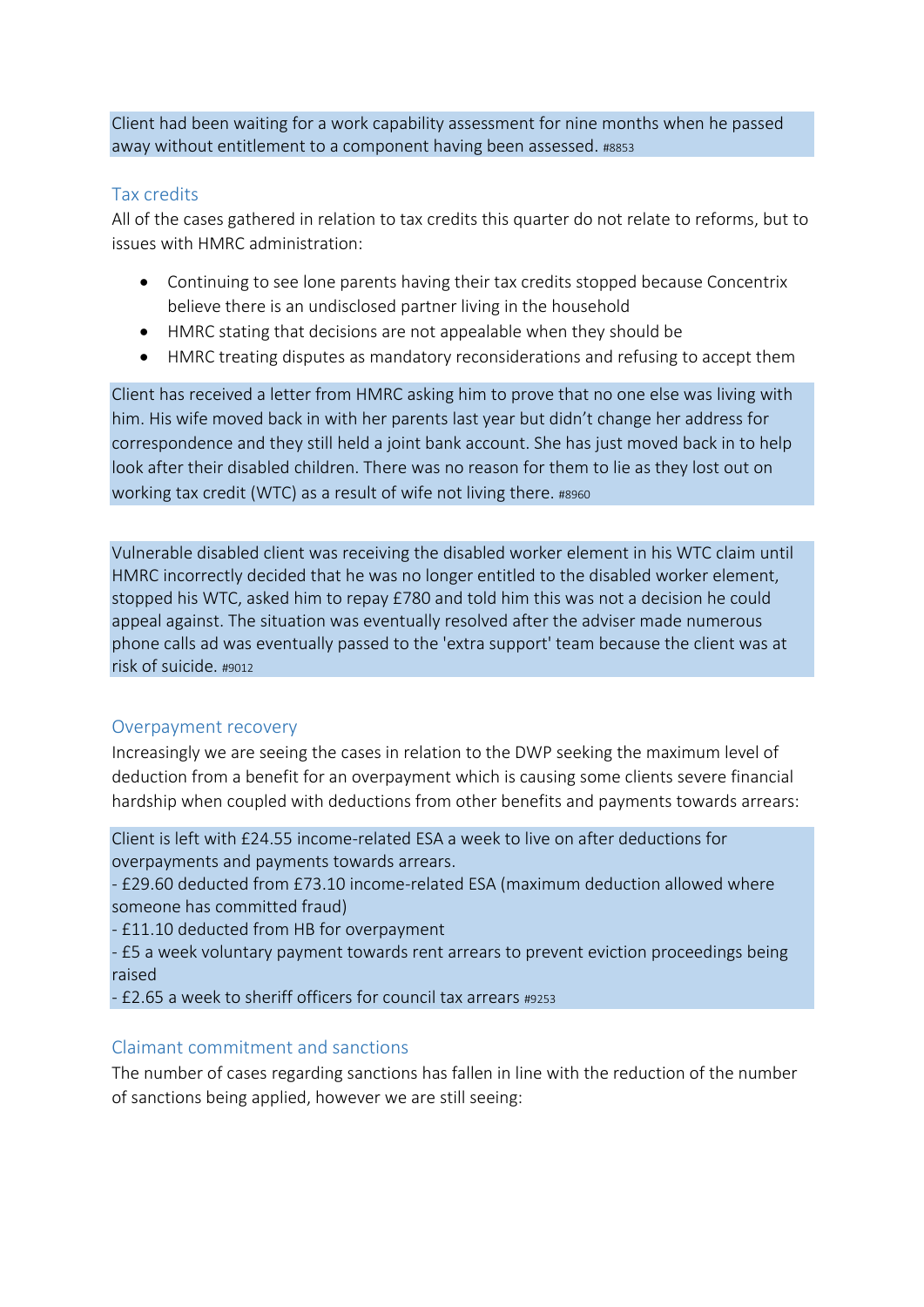Client had been waiting for a work capability assessment for nine months when he passed away without entitlement to a component having been assessed. #8853

### Tax credits

All of the cases gathered in relation to tax credits this quarter do not relate to reforms, but to issues with HMRC administration:

- Continuing to see lone parents having their tax credits stopped because Concentrix believe there is an undisclosed partner living in the household
- HMRC stating that decisions are not appealable when they should be
- HMRC treating disputes as mandatory reconsiderations and refusing to accept them

Client has received a letter from HMRC asking him to prove that no one else was living with him. His wife moved back in with her parents last year but didn't change her address for correspondence and they still held a joint bank account. She has just moved back in to help look after their disabled children. There was no reason for them to lie as they lost out on working tax credit (WTC) as a result of wife not living there. #8960

Vulnerable disabled client was receiving the disabled worker element in his WTC claim until HMRC incorrectly decided that he was no longer entitled to the disabled worker element, stopped his WTC, asked him to repay £780 and told him this was not a decision he could appeal against. The situation was eventually resolved after the adviser made numerous phone calls ad was eventually passed to the 'extra support' team because the client was at risk of suicide. #9012

### Overpayment recovery

Increasingly we are seeing the cases in relation to the DWP seeking the maximum level of deduction from a benefit for an overpayment which is causing some clients severe financial hardship when coupled with deductions from other benefits and payments towards arrears:

Client is left with £24.55 income-related ESA a week to live on after deductions for overpayments and payments towards arrears.
- £29.60 deducted from £73.10 income-related ESA (maximum deduction allowed where someone has committed fraud)
- £11.10 deducted from HB for overpayment
- £5 a week voluntary payment towards rent arrears to prevent eviction proceedings being raised
- £2.65 a week to sheriff officers for council tax arrears #9253

### Claimant commitment and sanctions

The number of cases regarding sanctions has fallen in line with the reduction of the number of sanctions being applied, however we are still seeing: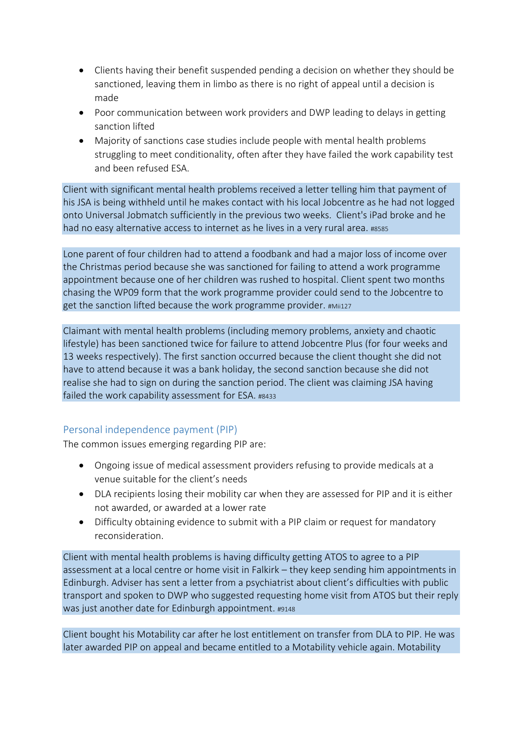- Clients having their benefit suspended pending a decision on whether they should be sanctioned, leaving them in limbo as there is no right of appeal until a decision is made
- Poor communication between work providers and DWP leading to delays in getting sanction lifted
- Majority of sanctions case studies include people with mental health problems struggling to meet conditionality, often after they have failed the work capability test and been refused ESA.

Client with significant mental health problems received a letter telling him that payment of his JSA is being withheld until he makes contact with his local Jobcentre as he had not logged onto Universal Jobmatch sufficiently in the previous two weeks. Client's iPad broke and he had no easy alternative access to internet as he lives in a very rural area. #8585

Lone parent of four children had to attend a foodbank and had a major loss of income over the Christmas period because she was sanctioned for failing to attend a work programme appointment because one of her children was rushed to hospital. Client spent two months chasing the WP09 form that the work programme provider could send to the Jobcentre to get the sanction lifted because the work programme provider. #Mii127

Claimant with mental health problems (including memory problems, anxiety and chaotic lifestyle) has been sanctioned twice for failure to attend Jobcentre Plus (for four weeks and 13 weeks respectively). The first sanction occurred because the client thought she did not have to attend because it was a bank holiday, the second sanction because she did not realise she had to sign on during the sanction period. The client was claiming JSA having failed the work capability assessment for ESA. #8433

## Personal independence payment (PIP)

The common issues emerging regarding PIP are:

- Ongoing issue of medical assessment providers refusing to provide medicals at a venue suitable for the client's needs
- DLA recipients losing their mobility car when they are assessed for PIP and it is either not awarded, or awarded at a lower rate
- Difficulty obtaining evidence to submit with a PIP claim or request for mandatory reconsideration.

Client with mental health problems is having difficulty getting ATOS to agree to a PIP assessment at a local centre or home visit in Falkirk – they keep sending him appointments in Edinburgh. Adviser has sent a letter from a psychiatrist about client's difficulties with public transport and spoken to DWP who suggested requesting home visit from ATOS but their reply was just another date for Edinburgh appointment. #9148

Client bought his Motability car after he lost entitlement on transfer from DLA to PIP. He was later awarded PIP on appeal and became entitled to a Motability vehicle again. Motability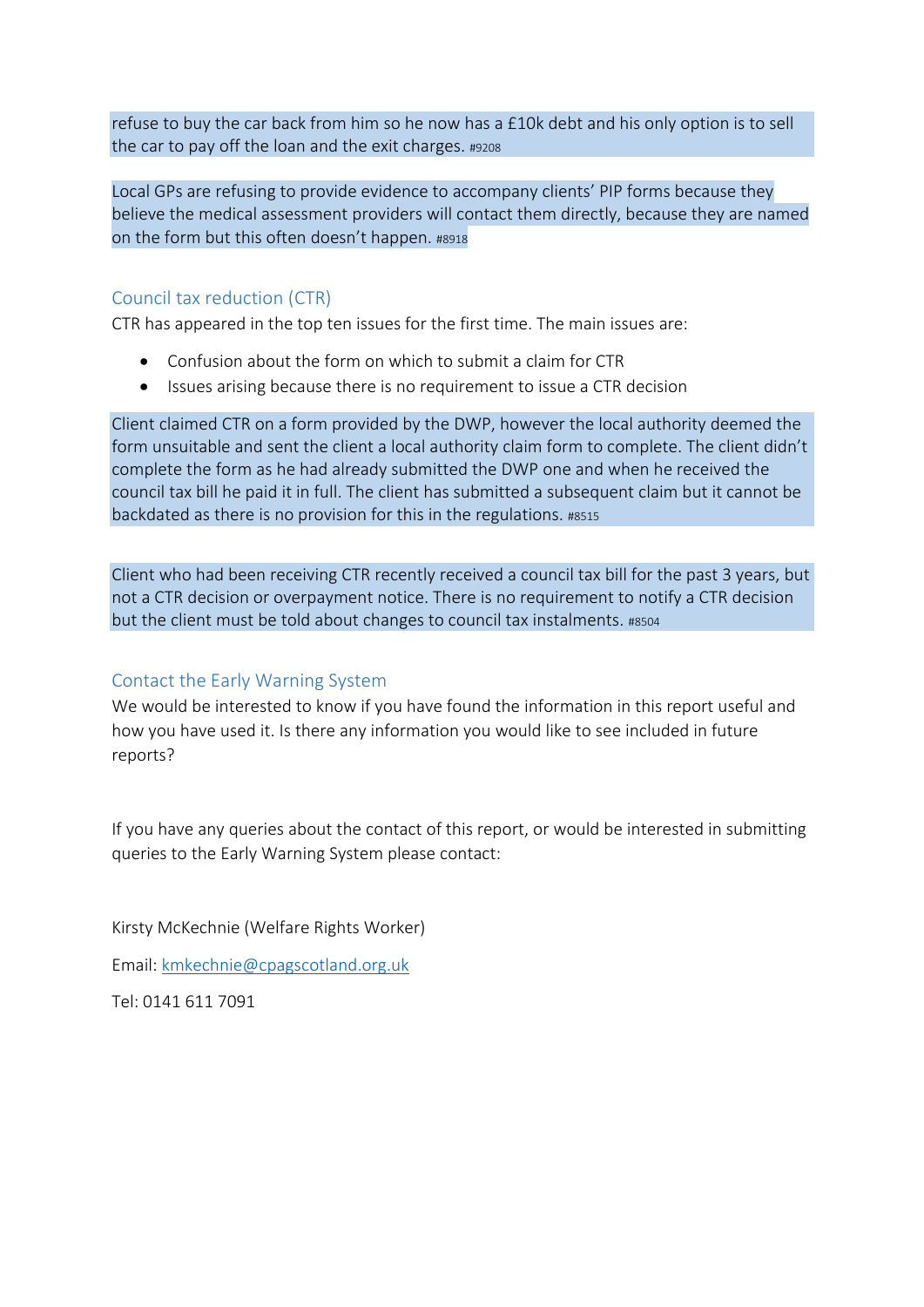refuse to buy the car back from him so he now has a £10k debt and his only option is to sell the car to pay off the loan and the exit charges. #9208

Local GPs are refusing to provide evidence to accompany clients' PIP forms because they believe the medical assessment providers will contact them directly, because they are named on the form but this often doesn't happen. #8918

## Council tax reduction (CTR)

CTR has appeared in the top ten issues for the first time. The main issues are:

- Confusion about the form on which to submit a claim for CTR
- Issues arising because there is no requirement to issue a CTR decision

Client claimed CTR on a form provided by the DWP, however the local authority deemed the form unsuitable and sent the client a local authority claim form to complete. The client didn't complete the form as he had already submitted the DWP one and when he received the council tax bill he paid it in full. The client has submitted a subsequent claim but it cannot be backdated as there is no provision for this in the regulations. #8515

Client who had been receiving CTR recently received a council tax bill for the past 3 years, but not a CTR decision or overpayment notice. There is no requirement to notify a CTR decision but the client must be told about changes to council tax instalments. #8504

## Contact the Early Warning System

We would be interested to know if you have found the information in this report useful and how you have used it. Is there any information you would like to see included in future reports?

If you have any queries about the contact of this report, or would be interested in submitting queries to the Early Warning System please contact:

Kirsty McKechnie (Welfare Rights Worker)

Email: kmkechnie@cpagscotland.org.uk

Tel: 0141 611 7091